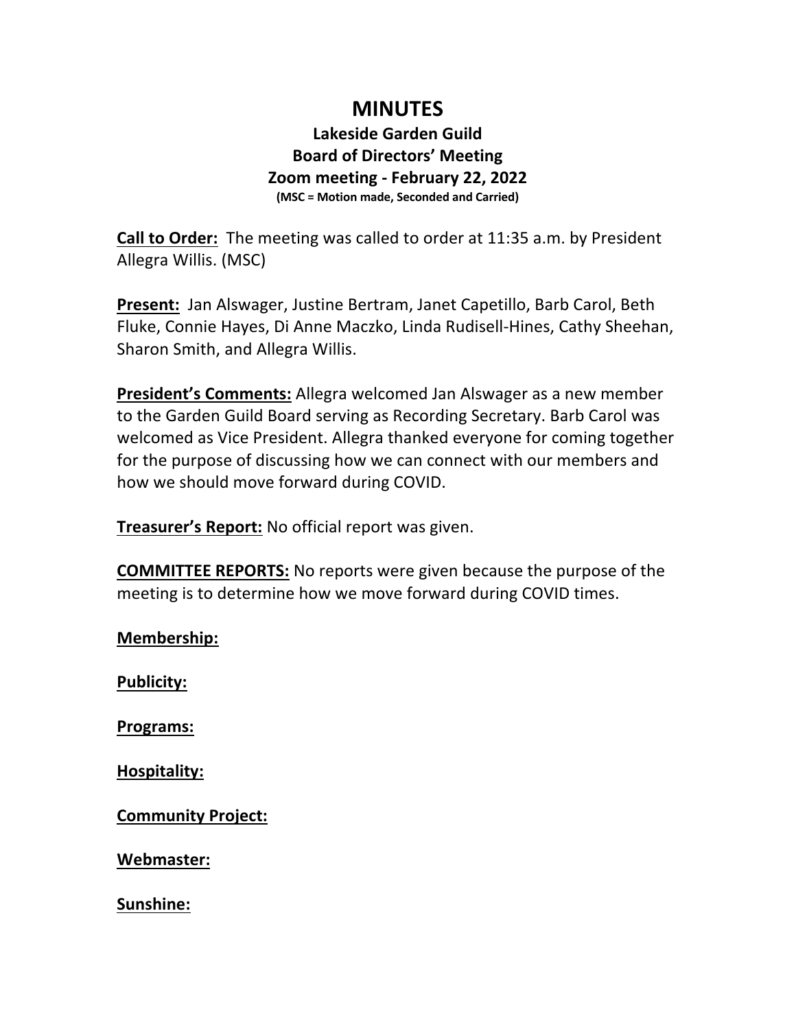# MINUTES

## Lakeside Garden Guild
## Board of Directors' Meeting
## Zoom meeting - February 22, 2022

**(MSC = Motion made, Seconded and Carried)**

**Call to Order:** The meeting was called to order at 11:35 a.m. by President Allegra Willis. (MSC)

**Present:** Jan Alswager, Justine Bertram, Janet Capetillo, Barb Carol, Beth Fluke, Connie Hayes, Di Anne Maczko, Linda Rudisell-Hines, Cathy Sheehan, Sharon Smith, and Allegra Willis.

**President's Comments:** Allegra welcomed Jan Alswager as a new member to the Garden Guild Board serving as Recording Secretary. Barb Carol was welcomed as Vice President. Allegra thanked everyone for coming together for the purpose of discussing how we can connect with our members and how we should move forward during COVID.

**Treasurer's Report:** No official report was given.

**COMMITTEE REPORTS:** No reports were given because the purpose of the meeting is to determine how we move forward during COVID times.

**Membership:**

**Publicity:**

**Programs:**

**Hospitality:**

**Community Project:**

**Webmaster:**

**Sunshine:**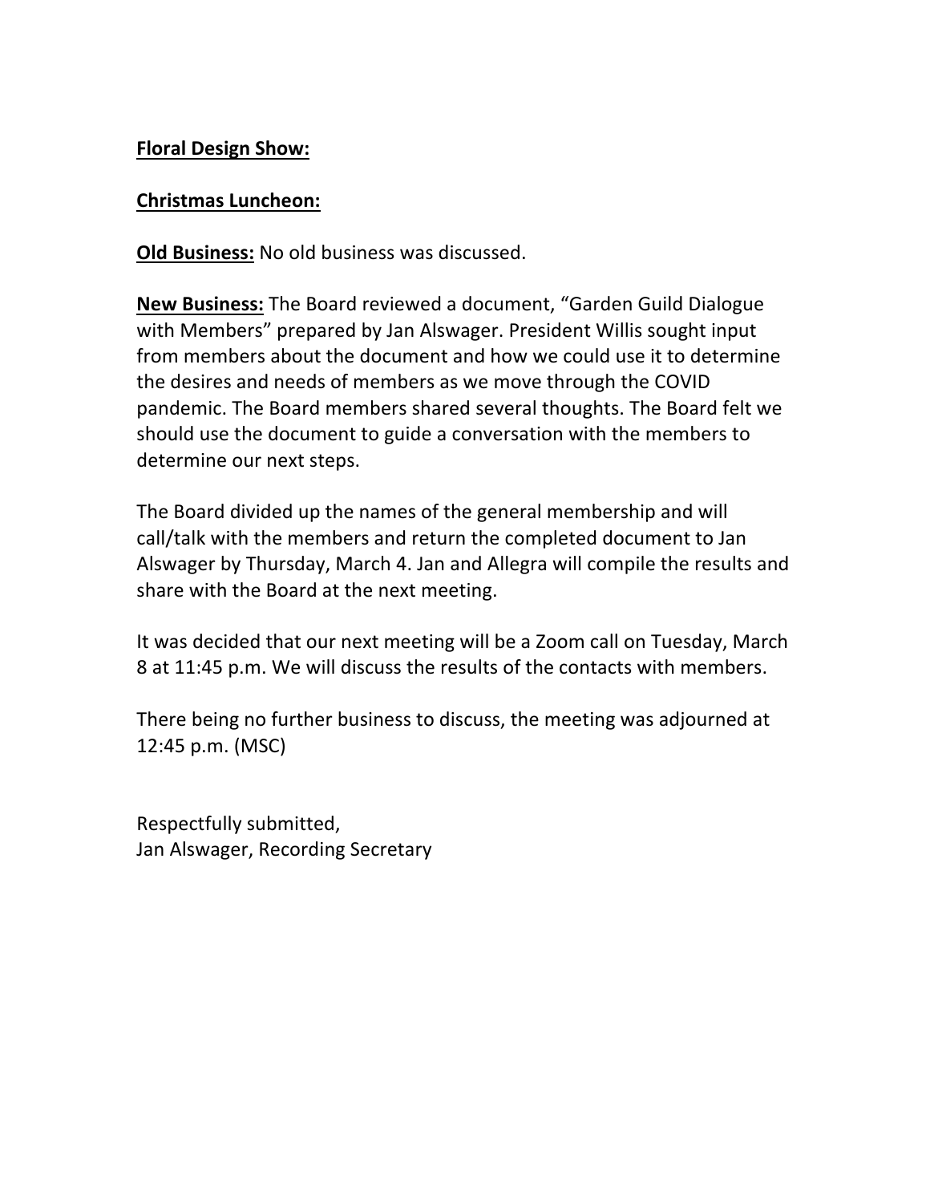**Floral Design Show:**

**Christmas Luncheon:**

**Old Business:** No old business was discussed.

**New Business:** The Board reviewed a document, "Garden Guild Dialogue with Members" prepared by Jan Alswager. President Willis sought input from members about the document and how we could use it to determine the desires and needs of members as we move through the COVID pandemic. The Board members shared several thoughts. The Board felt we should use the document to guide a conversation with the members to determine our next steps.

The Board divided up the names of the general membership and will call/talk with the members and return the completed document to Jan Alswager by Thursday, March 4. Jan and Allegra will compile the results and share with the Board at the next meeting.

It was decided that our next meeting will be a Zoom call on Tuesday, March 8 at 11:45 p.m. We will discuss the results of the contacts with members.

There being no further business to discuss, the meeting was adjourned at 12:45 p.m. (MSC)

Respectfully submitted,
Jan Alswager, Recording Secretary